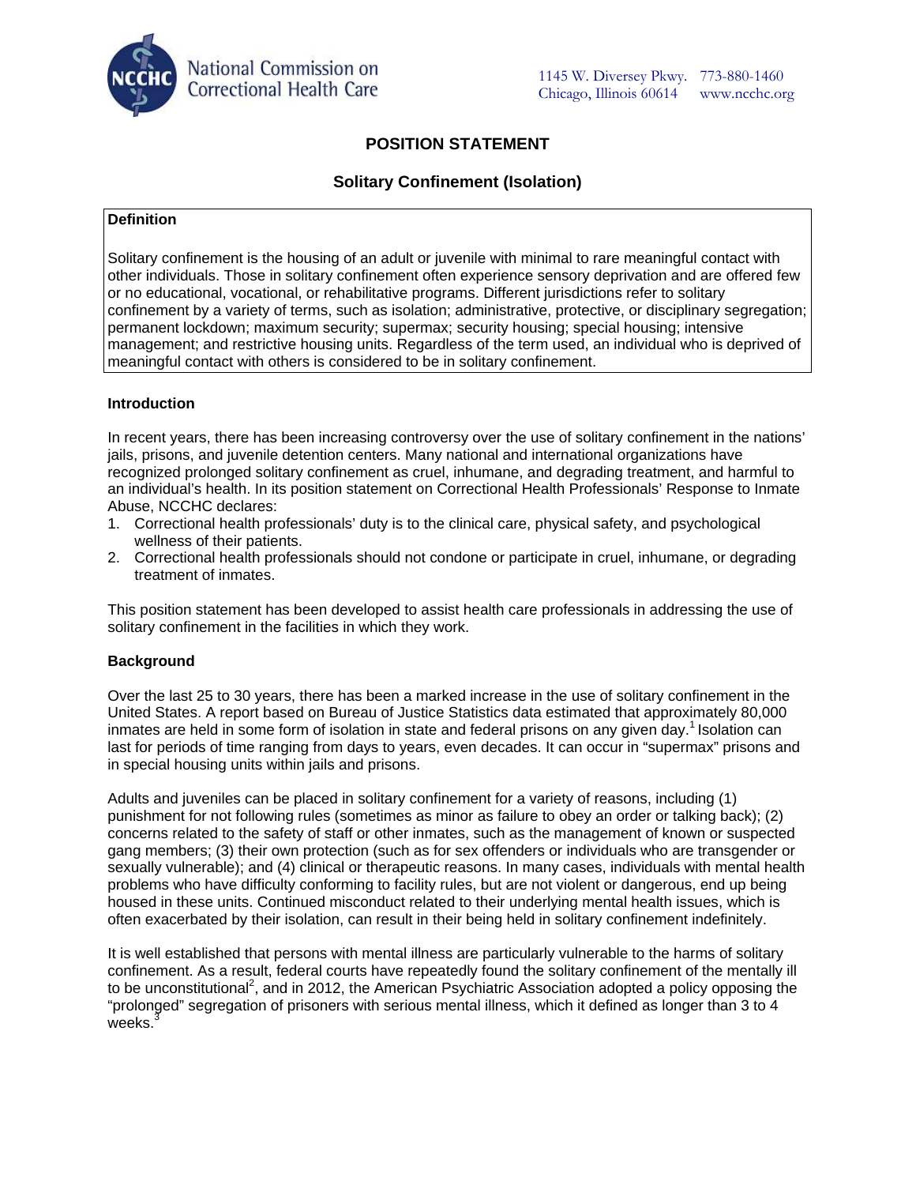National Commission on Correctional Health Care

1145 W. Diversey Pkwy. Chicago, Illinois 60614 773-880-1460 www.ncchc.org

# POSITION STATEMENT

## Solitary Confinement (Isolation)

**Definition**

Solitary confinement is the housing of an adult or juvenile with minimal to rare meaningful contact with other individuals. Those in solitary confinement often experience sensory deprivation and are offered few or no educational, vocational, or rehabilitative programs. Different jurisdictions refer to solitary confinement by a variety of terms, such as isolation; administrative, protective, or disciplinary segregation; permanent lockdown; maximum security; supermax; security housing; special housing; intensive management; and restrictive housing units. Regardless of the term used, an individual who is deprived of meaningful contact with others is considered to be in solitary confinement.

**Introduction**

In recent years, there has been increasing controversy over the use of solitary confinement in the nations' jails, prisons, and juvenile detention centers. Many national and international organizations have recognized prolonged solitary confinement as cruel, inhumane, and degrading treatment, and harmful to an individual's health. In its position statement on Correctional Health Professionals' Response to Inmate Abuse, NCCHC declares:

1. Correctional health professionals' duty is to the clinical care, physical safety, and psychological wellness of their patients.
2. Correctional health professionals should not condone or participate in cruel, inhumane, or degrading treatment of inmates.

This position statement has been developed to assist health care professionals in addressing the use of solitary confinement in the facilities in which they work.

**Background**

Over the last 25 to 30 years, there has been a marked increase in the use of solitary confinement in the United States. A report based on Bureau of Justice Statistics data estimated that approximately 80,000 inmates are held in some form of isolation in state and federal prisons on any given day.[1] Isolation can last for periods of time ranging from days to years, even decades. It can occur in "supermax" prisons and in special housing units within jails and prisons.

Adults and juveniles can be placed in solitary confinement for a variety of reasons, including (1) punishment for not following rules (sometimes as minor as failure to obey an order or talking back); (2) concerns related to the safety of staff or other inmates, such as the management of known or suspected gang members; (3) their own protection (such as for sex offenders or individuals who are transgender or sexually vulnerable); and (4) clinical or therapeutic reasons. In many cases, individuals with mental health problems who have difficulty conforming to facility rules, but are not violent or dangerous, end up being housed in these units. Continued misconduct related to their underlying mental health issues, which is often exacerbated by their isolation, can result in their being held in solitary confinement indefinitely.

It is well established that persons with mental illness are particularly vulnerable to the harms of solitary confinement. As a result, federal courts have repeatedly found the solitary confinement of the mentally ill to be unconstitutional[2], and in 2012, the American Psychiatric Association adopted a policy opposing the "prolonged" segregation of prisoners with serious mental illness, which it defined as longer than 3 to 4 weeks.[3]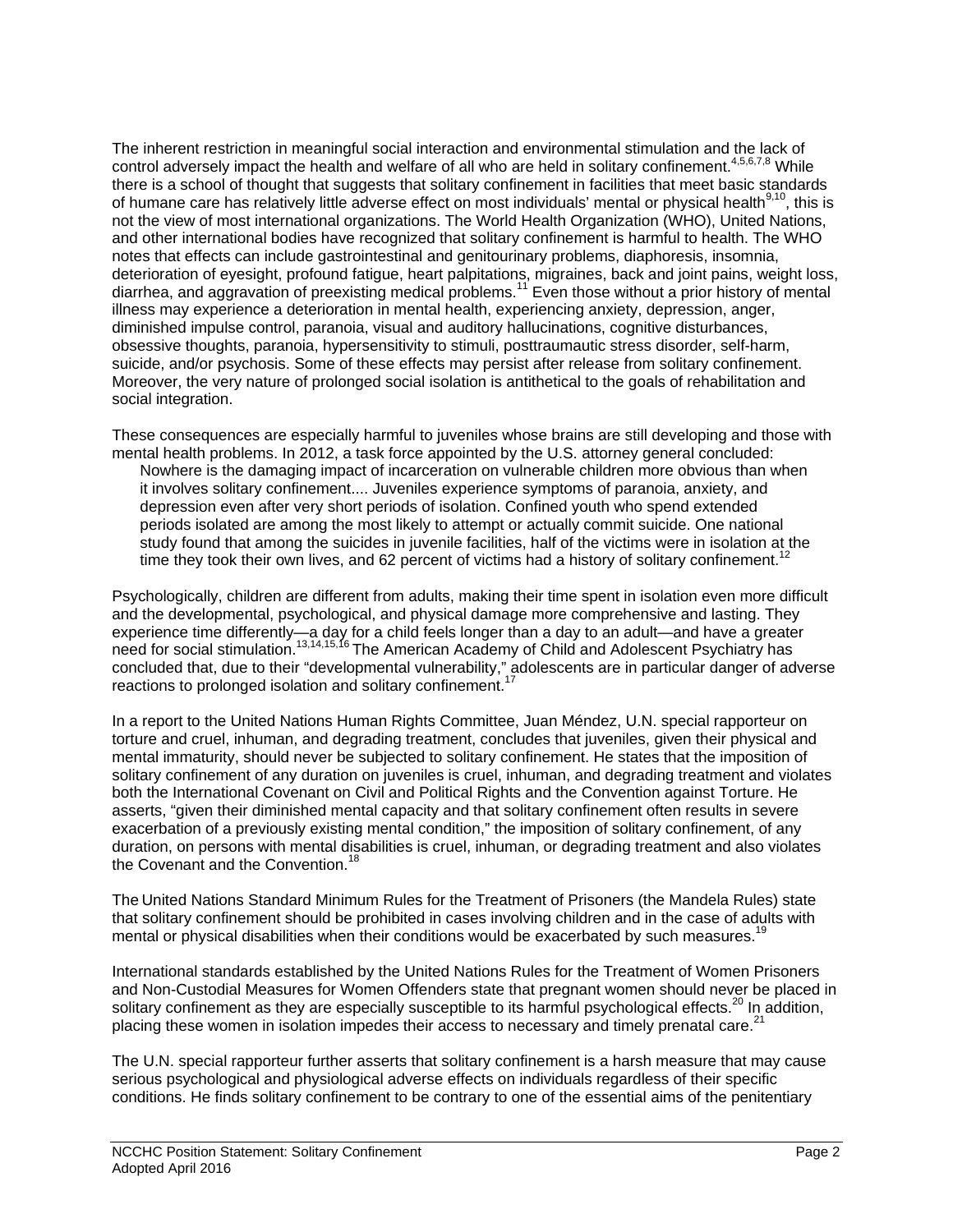The inherent restriction in meaningful social interaction and environmental stimulation and the lack of control adversely impact the health and welfare of all who are held in solitary confinement.[4,5,6,7,8] While there is a school of thought that suggests that solitary confinement in facilities that meet basic standards of humane care has relatively little adverse effect on most individuals' mental or physical health[9,10], this is not the view of most international organizations. The World Health Organization (WHO), United Nations, and other international bodies have recognized that solitary confinement is harmful to health. The WHO notes that effects can include gastrointestinal and genitourinary problems, diaphoresis, insomnia, deterioration of eyesight, profound fatigue, heart palpitations, migraines, back and joint pains, weight loss, diarrhea, and aggravation of preexisting medical problems.[11] Even those without a prior history of mental illness may experience a deterioration in mental health, experiencing anxiety, depression, anger, diminished impulse control, paranoia, visual and auditory hallucinations, cognitive disturbances, obsessive thoughts, paranoia, hypersensitivity to stimuli, posttraumautic stress disorder, self-harm, suicide, and/or psychosis. Some of these effects may persist after release from solitary confinement. Moreover, the very nature of prolonged social isolation is antithetical to the goals of rehabilitation and social integration.

These consequences are especially harmful to juveniles whose brains are still developing and those with mental health problems. In 2012, a task force appointed by the U.S. attorney general concluded:

> Nowhere is the damaging impact of incarceration on vulnerable children more obvious than when it involves solitary confinement.... Juveniles experience symptoms of paranoia, anxiety, and depression even after very short periods of isolation. Confined youth who spend extended periods isolated are among the most likely to attempt or actually commit suicide. One national study found that among the suicides in juvenile facilities, half of the victims were in isolation at the time they took their own lives, and 62 percent of victims had a history of solitary confinement.[12]

Psychologically, children are different from adults, making their time spent in isolation even more difficult and the developmental, psychological, and physical damage more comprehensive and lasting. They experience time differently—a day for a child feels longer than a day to an adult—and have a greater need for social stimulation.[13,14,15,16] The American Academy of Child and Adolescent Psychiatry has concluded that, due to their "developmental vulnerability," adolescents are in particular danger of adverse reactions to prolonged isolation and solitary confinement.[17]

In a report to the United Nations Human Rights Committee, Juan Méndez, U.N. special rapporteur on torture and cruel, inhuman, and degrading treatment, concludes that juveniles, given their physical and mental immaturity, should never be subjected to solitary confinement. He states that the imposition of solitary confinement of any duration on juveniles is cruel, inhuman, and degrading treatment and violates both the International Covenant on Civil and Political Rights and the Convention against Torture. He asserts, "given their diminished mental capacity and that solitary confinement often results in severe exacerbation of a previously existing mental condition," the imposition of solitary confinement, of any duration, on persons with mental disabilities is cruel, inhuman, or degrading treatment and also violates the Covenant and the Convention.[18]

The United Nations Standard Minimum Rules for the Treatment of Prisoners (the Mandela Rules) state that solitary confinement should be prohibited in cases involving children and in the case of adults with mental or physical disabilities when their conditions would be exacerbated by such measures.[19]

International standards established by the United Nations Rules for the Treatment of Women Prisoners and Non-Custodial Measures for Women Offenders state that pregnant women should never be placed in solitary confinement as they are especially susceptible to its harmful psychological effects.[20] In addition, placing these women in isolation impedes their access to necessary and timely prenatal care.[21]

The U.N. special rapporteur further asserts that solitary confinement is a harsh measure that may cause serious psychological and physiological adverse effects on individuals regardless of their specific conditions. He finds solitary confinement to be contrary to one of the essential aims of the penitentiary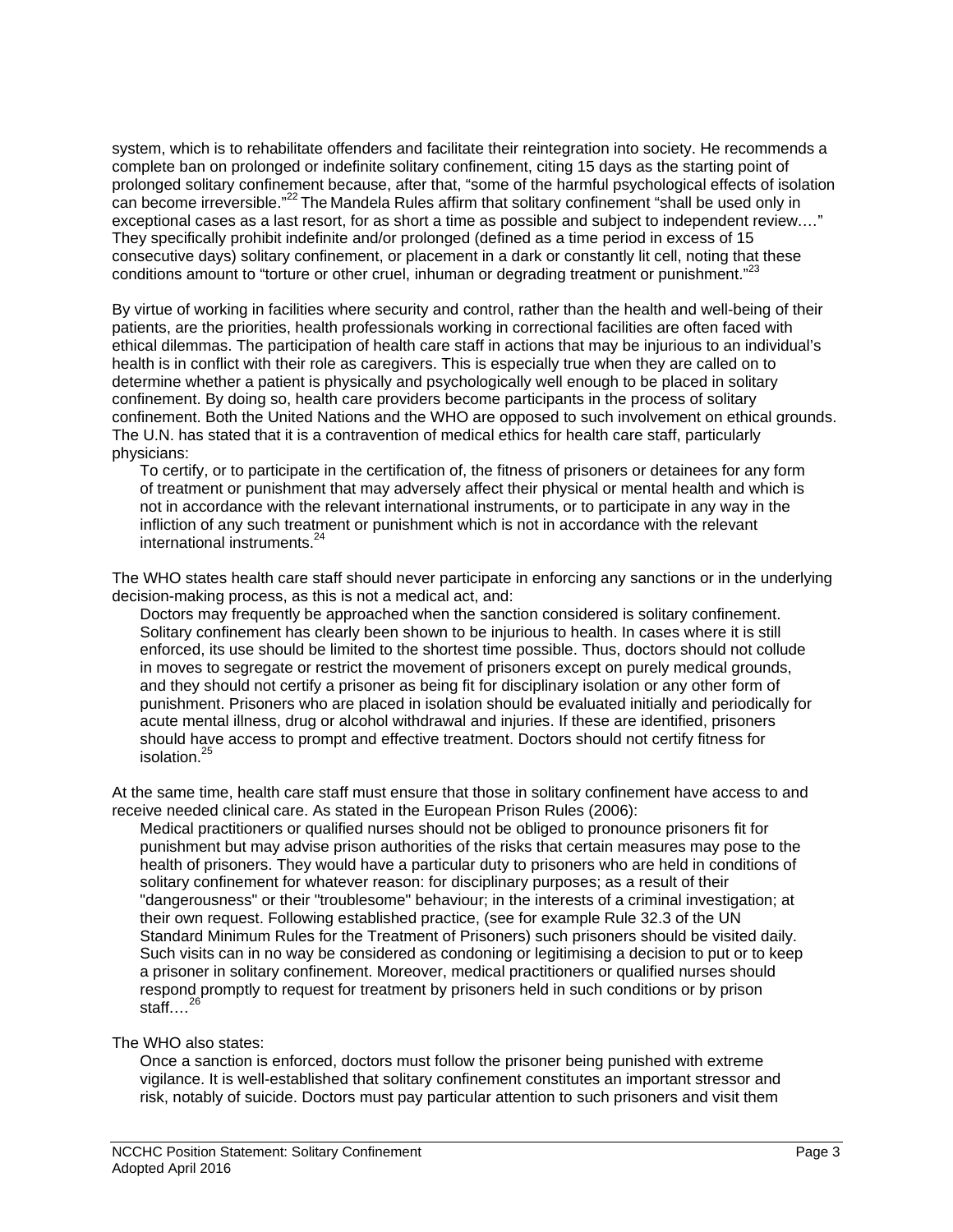system, which is to rehabilitate offenders and facilitate their reintegration into society. He recommends a complete ban on prolonged or indefinite solitary confinement, citing 15 days as the starting point of prolonged solitary confinement because, after that, "some of the harmful psychological effects of isolation can become irreversible."[22] The Mandela Rules affirm that solitary confinement "shall be used only in exceptional cases as a last resort, for as short a time as possible and subject to independent review…." They specifically prohibit indefinite and/or prolonged (defined as a time period in excess of 15 consecutive days) solitary confinement, or placement in a dark or constantly lit cell, noting that these conditions amount to "torture or other cruel, inhuman or degrading treatment or punishment."[23]

By virtue of working in facilities where security and control, rather than the health and well-being of their patients, are the priorities, health professionals working in correctional facilities are often faced with ethical dilemmas. The participation of health care staff in actions that may be injurious to an individual's health is in conflict with their role as caregivers. This is especially true when they are called on to determine whether a patient is physically and psychologically well enough to be placed in solitary confinement. By doing so, health care providers become participants in the process of solitary confinement. Both the United Nations and the WHO are opposed to such involvement on ethical grounds. The U.N. has stated that it is a contravention of medical ethics for health care staff, particularly physicians:

> To certify, or to participate in the certification of, the fitness of prisoners or detainees for any form of treatment or punishment that may adversely affect their physical or mental health and which is not in accordance with the relevant international instruments, or to participate in any way in the infliction of any such treatment or punishment which is not in accordance with the relevant international instruments.[24]

The WHO states health care staff should never participate in enforcing any sanctions or in the underlying decision-making process, as this is not a medical act, and:

> Doctors may frequently be approached when the sanction considered is solitary confinement. Solitary confinement has clearly been shown to be injurious to health. In cases where it is still enforced, its use should be limited to the shortest time possible. Thus, doctors should not collude in moves to segregate or restrict the movement of prisoners except on purely medical grounds, and they should not certify a prisoner as being fit for disciplinary isolation or any other form of punishment. Prisoners who are placed in isolation should be evaluated initially and periodically for acute mental illness, drug or alcohol withdrawal and injuries. If these are identified, prisoners should have access to prompt and effective treatment. Doctors should not certify fitness for isolation.[25]

At the same time, health care staff must ensure that those in solitary confinement have access to and receive needed clinical care. As stated in the European Prison Rules (2006):

> Medical practitioners or qualified nurses should not be obliged to pronounce prisoners fit for punishment but may advise prison authorities of the risks that certain measures may pose to the health of prisoners. They would have a particular duty to prisoners who are held in conditions of solitary confinement for whatever reason: for disciplinary purposes; as a result of their "dangerousness" or their "troublesome" behaviour; in the interests of a criminal investigation; at their own request. Following established practice, (see for example Rule 32.3 of the UN Standard Minimum Rules for the Treatment of Prisoners) such prisoners should be visited daily. Such visits can in no way be considered as condoning or legitimising a decision to put or to keep a prisoner in solitary confinement. Moreover, medical practitioners or qualified nurses should respond promptly to request for treatment by prisoners held in such conditions or by prison staff….[26]

The WHO also states:

> Once a sanction is enforced, doctors must follow the prisoner being punished with extreme vigilance. It is well-established that solitary confinement constitutes an important stressor and risk, notably of suicide. Doctors must pay particular attention to such prisoners and visit them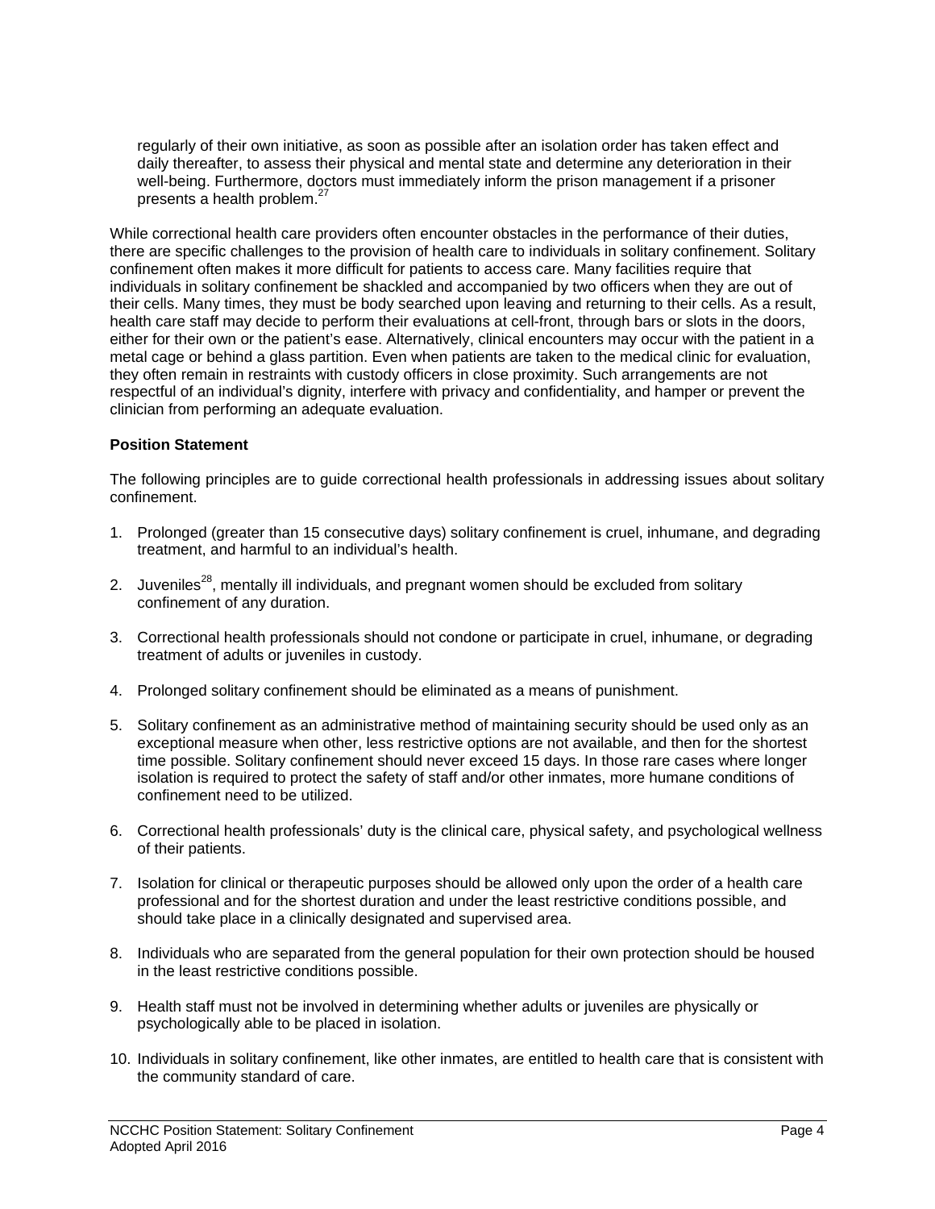regularly of their own initiative, as soon as possible after an isolation order has taken effect and daily thereafter, to assess their physical and mental state and determine any deterioration in their well-being. Furthermore, doctors must immediately inform the prison management if a prisoner presents a health problem.[27]

While correctional health care providers often encounter obstacles in the performance of their duties, there are specific challenges to the provision of health care to individuals in solitary confinement. Solitary confinement often makes it more difficult for patients to access care. Many facilities require that individuals in solitary confinement be shackled and accompanied by two officers when they are out of their cells. Many times, they must be body searched upon leaving and returning to their cells. As a result, health care staff may decide to perform their evaluations at cell-front, through bars or slots in the doors, either for their own or the patient's ease. Alternatively, clinical encounters may occur with the patient in a metal cage or behind a glass partition. Even when patients are taken to the medical clinic for evaluation, they often remain in restraints with custody officers in close proximity. Such arrangements are not respectful of an individual's dignity, interfere with privacy and confidentiality, and hamper or prevent the clinician from performing an adequate evaluation.

**Position Statement**

The following principles are to guide correctional health professionals in addressing issues about solitary confinement.

1. Prolonged (greater than 15 consecutive days) solitary confinement is cruel, inhumane, and degrading treatment, and harmful to an individual's health.

2. Juveniles[28], mentally ill individuals, and pregnant women should be excluded from solitary confinement of any duration.

3. Correctional health professionals should not condone or participate in cruel, inhumane, or degrading treatment of adults or juveniles in custody.

4. Prolonged solitary confinement should be eliminated as a means of punishment.

5. Solitary confinement as an administrative method of maintaining security should be used only as an exceptional measure when other, less restrictive options are not available, and then for the shortest time possible. Solitary confinement should never exceed 15 days. In those rare cases where longer isolation is required to protect the safety of staff and/or other inmates, more humane conditions of confinement need to be utilized.

6. Correctional health professionals' duty is the clinical care, physical safety, and psychological wellness of their patients.

7. Isolation for clinical or therapeutic purposes should be allowed only upon the order of a health care professional and for the shortest duration and under the least restrictive conditions possible, and should take place in a clinically designated and supervised area.

8. Individuals who are separated from the general population for their own protection should be housed in the least restrictive conditions possible.

9. Health staff must not be involved in determining whether adults or juveniles are physically or psychologically able to be placed in isolation.

10. Individuals in solitary confinement, like other inmates, are entitled to health care that is consistent with the community standard of care.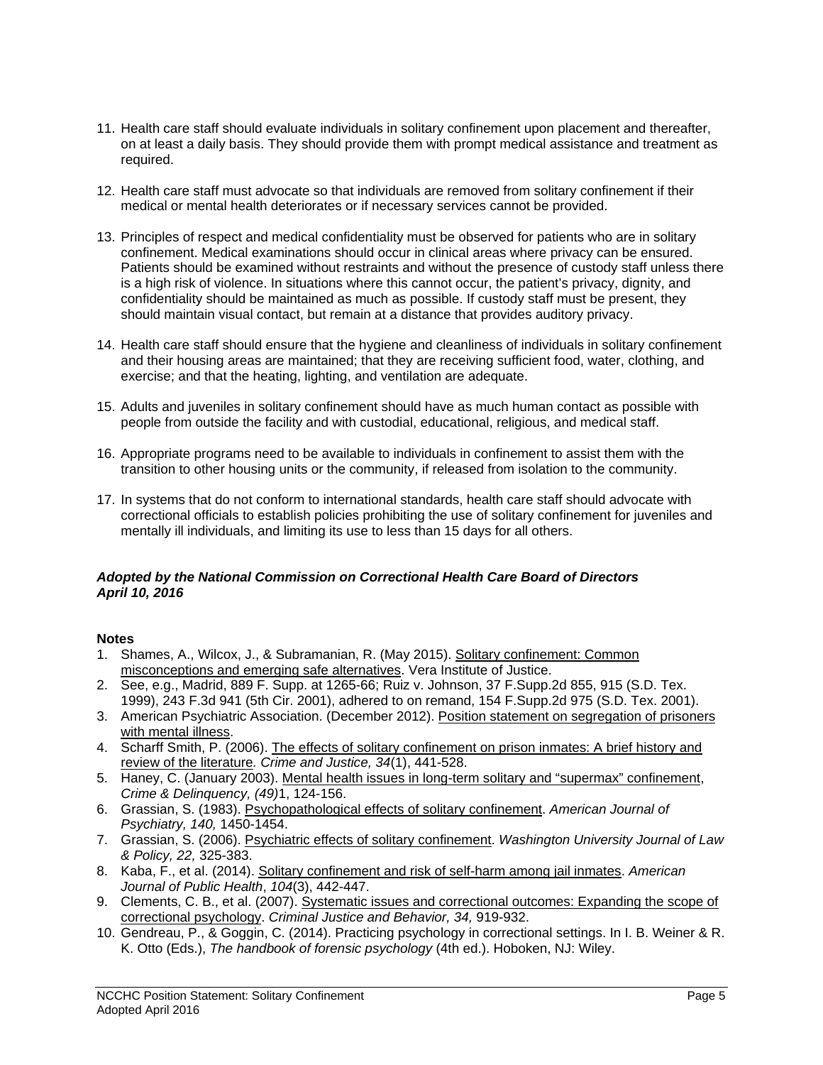11. Health care staff should evaluate individuals in solitary confinement upon placement and thereafter, on at least a daily basis. They should provide them with prompt medical assistance and treatment as required.

12. Health care staff must advocate so that individuals are removed from solitary confinement if their medical or mental health deteriorates or if necessary services cannot be provided.

13. Principles of respect and medical confidentiality must be observed for patients who are in solitary confinement. Medical examinations should occur in clinical areas where privacy can be ensured. Patients should be examined without restraints and without the presence of custody staff unless there is a high risk of violence. In situations where this cannot occur, the patient's privacy, dignity, and confidentiality should be maintained as much as possible. If custody staff must be present, they should maintain visual contact, but remain at a distance that provides auditory privacy.

14. Health care staff should ensure that the hygiene and cleanliness of individuals in solitary confinement and their housing areas are maintained; that they are receiving sufficient food, water, clothing, and exercise; and that the heating, lighting, and ventilation are adequate.

15. Adults and juveniles in solitary confinement should have as much human contact as possible with people from outside the facility and with custodial, educational, religious, and medical staff.

16. Appropriate programs need to be available to individuals in confinement to assist them with the transition to other housing units or the community, if released from isolation to the community.

17. In systems that do not conform to international standards, health care staff should advocate with correctional officials to establish policies prohibiting the use of solitary confinement for juveniles and mentally ill individuals, and limiting its use to less than 15 days for all others.

***Adopted by the National Commission on Correctional Health Care Board of Directors***
***April 10, 2016***

**Notes**

1. Shames, A., Wilcox, J., & Subramanian, R. (May 2015). Solitary confinement: Common misconceptions and emerging safe alternatives. Vera Institute of Justice.
2. See, e.g., Madrid, 889 F. Supp. at 1265-66; Ruiz v. Johnson, 37 F.Supp.2d 855, 915 (S.D. Tex. 1999), 243 F.3d 941 (5th Cir. 2001), adhered to on remand, 154 F.Supp.2d 975 (S.D. Tex. 2001).
3. American Psychiatric Association. (December 2012). Position statement on segregation of prisoners with mental illness.
4. Scharff Smith, P. (2006). The effects of solitary confinement on prison inmates: A brief history and review of the literature. *Crime and Justice, 34*(1), 441-528.
5. Haney, C. (January 2003). Mental health issues in long-term solitary and "supermax" confinement, *Crime & Delinquency, (49)*1, 124-156.
6. Grassian, S. (1983). Psychopathological effects of solitary confinement. *American Journal of Psychiatry, 140,* 1450-1454.
7. Grassian, S. (2006). Psychiatric effects of solitary confinement. *Washington University Journal of Law & Policy, 22,* 325-383.
8. Kaba, F., et al. (2014). Solitary confinement and risk of self-harm among jail inmates. *American Journal of Public Health*, *104*(3), 442-447.
9. Clements, C. B., et al. (2007). Systematic issues and correctional outcomes: Expanding the scope of correctional psychology. *Criminal Justice and Behavior, 34,* 919-932.
10. Gendreau, P., & Goggin, C. (2014). Practicing psychology in correctional settings. In I. B. Weiner & R. K. Otto (Eds.), *The handbook of forensic psychology* (4th ed.). Hoboken, NJ: Wiley.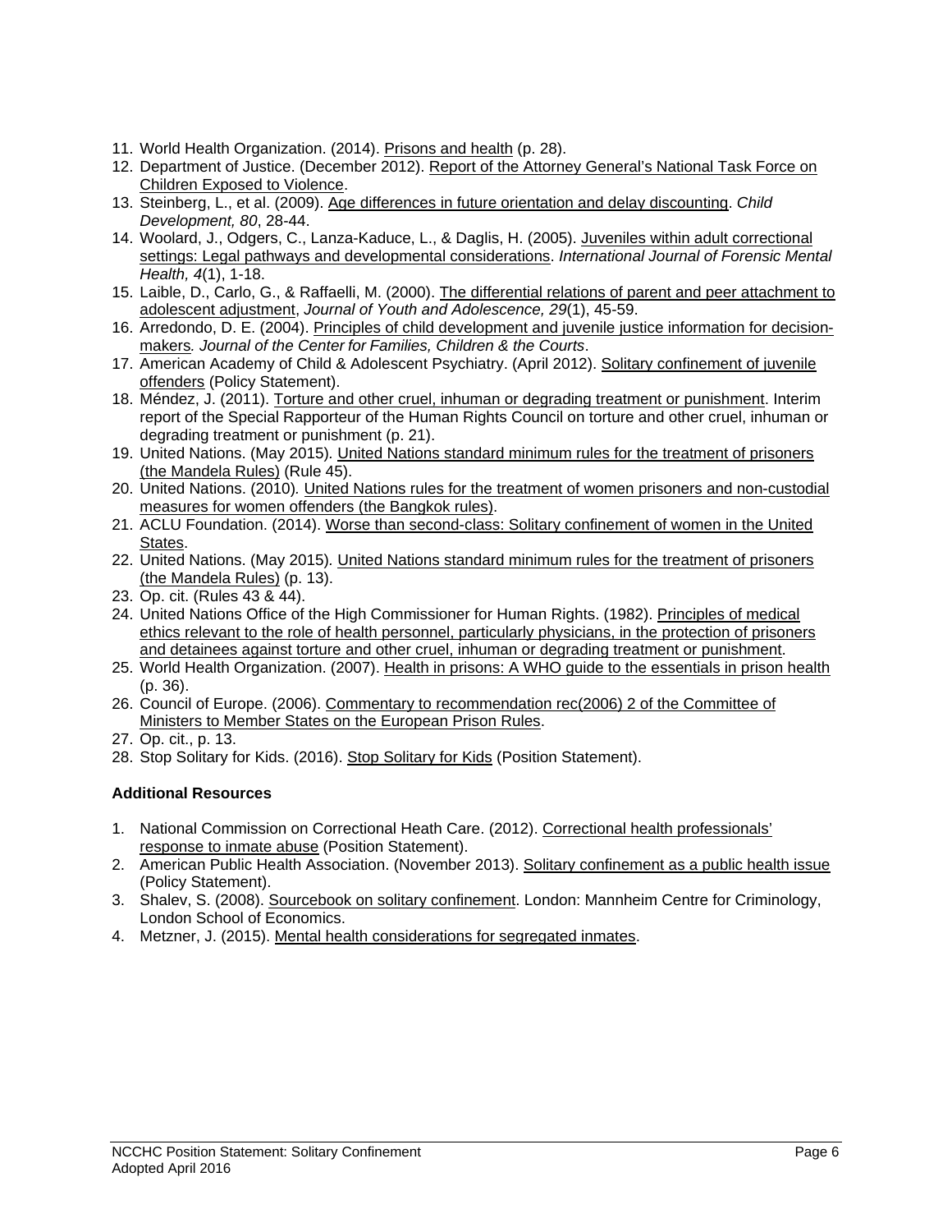11. World Health Organization. (2014). Prisons and health (p. 28).
12. Department of Justice. (December 2012). Report of the Attorney General's National Task Force on Children Exposed to Violence.
13. Steinberg, L., et al. (2009). Age differences in future orientation and delay discounting. *Child Development, 80*, 28-44.
14. Woolard, J., Odgers, C., Lanza-Kaduce, L., & Daglis, H. (2005). Juveniles within adult correctional settings: Legal pathways and developmental considerations. *International Journal of Forensic Mental Health, 4*(1), 1-18.
15. Laible, D., Carlo, G., & Raffaelli, M. (2000). The differential relations of parent and peer attachment to adolescent adjustment, *Journal of Youth and Adolescence, 29*(1), 45-59.
16. Arredondo, D. E. (2004). Principles of child development and juvenile justice information for decision-makers*. Journal of the Center for Families, Children & the Courts*.
17. American Academy of Child & Adolescent Psychiatry. (April 2012). Solitary confinement of juvenile offenders (Policy Statement).
18. Méndez, J. (2011). Torture and other cruel, inhuman or degrading treatment or punishment. Interim report of the Special Rapporteur of the Human Rights Council on torture and other cruel, inhuman or degrading treatment or punishment (p. 21).
19. United Nations. (May 2015). United Nations standard minimum rules for the treatment of prisoners (the Mandela Rules) (Rule 45).
20. United Nations. (2010). United Nations rules for the treatment of women prisoners and non-custodial measures for women offenders (the Bangkok rules).
21. ACLU Foundation. (2014). Worse than second-class: Solitary confinement of women in the United States.
22. United Nations. (May 2015). United Nations standard minimum rules for the treatment of prisoners (the Mandela Rules) (p. 13).
23. Op. cit. (Rules 43 & 44).
24. United Nations Office of the High Commissioner for Human Rights. (1982). Principles of medical ethics relevant to the role of health personnel, particularly physicians, in the protection of prisoners and detainees against torture and other cruel, inhuman or degrading treatment or punishment.
25. World Health Organization. (2007). Health in prisons: A WHO guide to the essentials in prison health (p. 36).
26. Council of Europe. (2006). Commentary to recommendation rec(2006) 2 of the Committee of Ministers to Member States on the European Prison Rules.
27. Op. cit., p. 13.
28. Stop Solitary for Kids. (2016). Stop Solitary for Kids (Position Statement).

**Additional Resources**

1. National Commission on Correctional Heath Care. (2012). Correctional health professionals' response to inmate abuse (Position Statement).
2. American Public Health Association. (November 2013). Solitary confinement as a public health issue (Policy Statement).
3. Shalev, S. (2008). Sourcebook on solitary confinement. London: Mannheim Centre for Criminology, London School of Economics.
4. Metzner, J. (2015). Mental health considerations for segregated inmates.